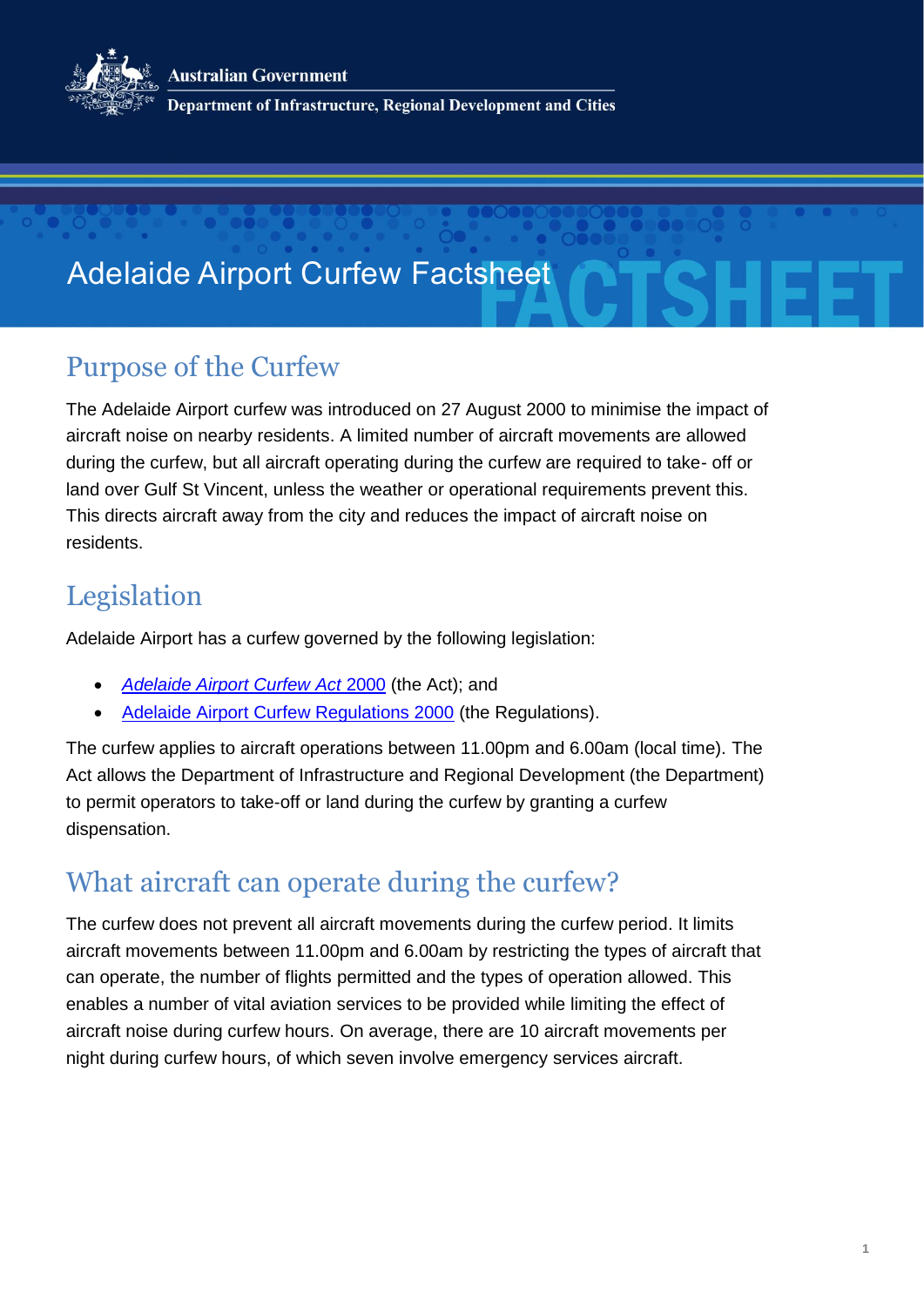Australian Government

Department of Infrastructure, Regional Development and Cities

# Adelaide Airport Curfew Factsheet

## Purpose of the Curfew

The Adelaide Airport curfew was introduced on 27 August 2000 to minimise the impact of aircraft noise on nearby residents. A limited number of aircraft movements are allowed during the curfew, but all aircraft operating during the curfew are required to take- off or land over Gulf St Vincent, unless the weather or operational requirements prevent this. This directs aircraft away from the city and reduces the impact of aircraft noise on residents.

## Legislation

Adelaide Airport has a curfew governed by the following legislation:

- *Adelaide Airport Curfew Act* 2000 (the Act); and
- Adelaide Airport Curfew Regulations 2000 (the Regulations).

The curfew applies to aircraft operations between 11.00pm and 6.00am (local time). The Act allows the Department of Infrastructure and Regional Development (the Department) to permit operators to take-off or land during the curfew by granting a curfew dispensation.

## What aircraft can operate during the curfew?

The curfew does not prevent all aircraft movements during the curfew period. It limits aircraft movements between 11.00pm and 6.00am by restricting the types of aircraft that can operate, the number of flights permitted and the types of operation allowed. This enables a number of vital aviation services to be provided while limiting the effect of aircraft noise during curfew hours. On average, there are 10 aircraft movements per night during curfew hours, of which seven involve emergency services aircraft.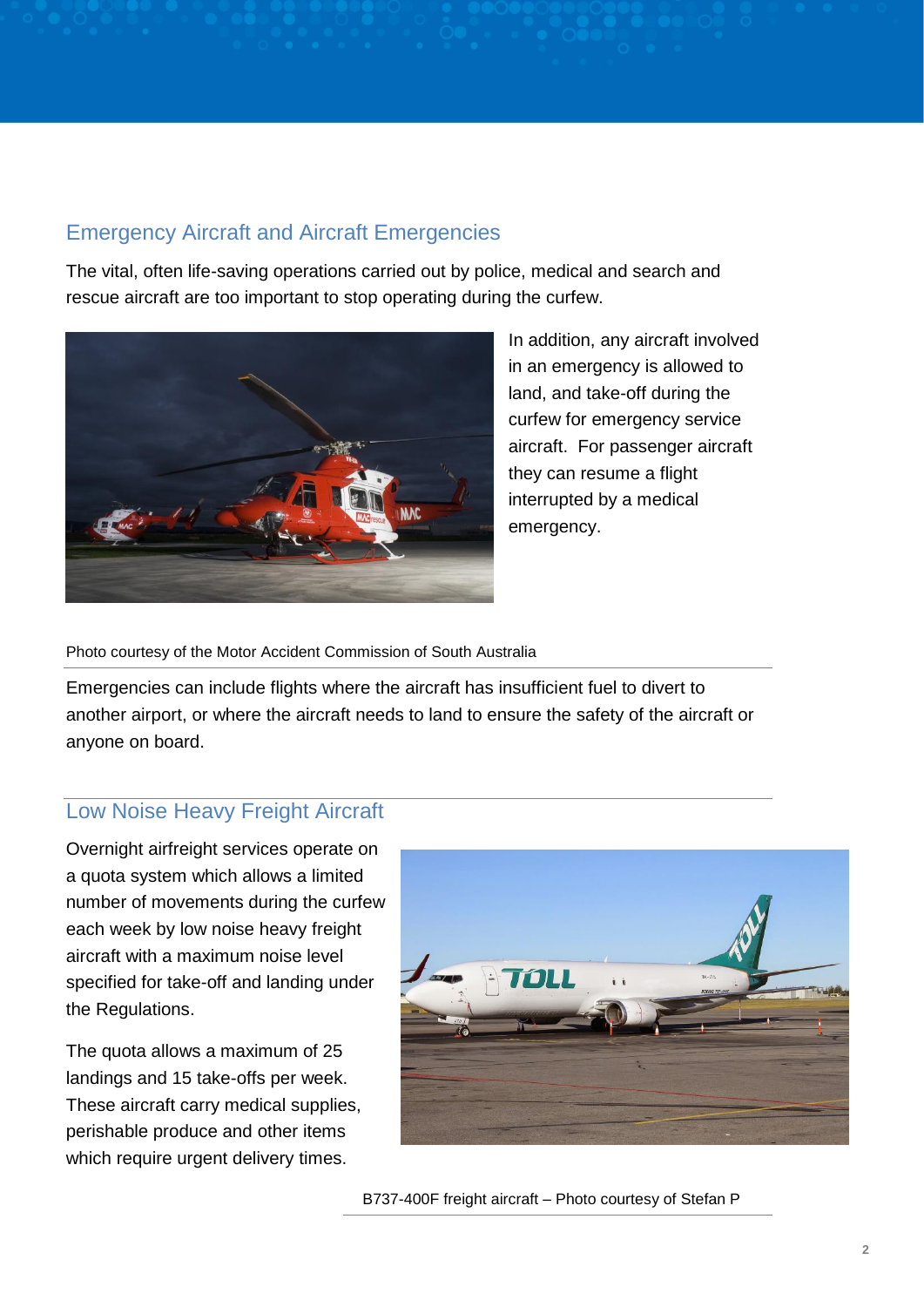## Emergency Aircraft and Aircraft Emergencies

The vital, often life-saving operations carried out by police, medical and search and rescue aircraft are too important to stop operating during the curfew.

In addition, any aircraft involved in an emergency is allowed to land, and take-off during the curfew for emergency service aircraft. For passenger aircraft they can resume a flight interrupted by a medical emergency.

Photo courtesy of the Motor Accident Commission of South Australia

Emergencies can include flights where the aircraft has insufficient fuel to divert to another airport, or where the aircraft needs to land to ensure the safety of the aircraft or anyone on board.

## Low Noise Heavy Freight Aircraft

Overnight airfreight services operate on a quota system which allows a limited number of movements during the curfew each week by low noise heavy freight aircraft with a maximum noise level specified for take-off and landing under the Regulations.

The quota allows a maximum of 25 landings and 15 take-offs per week. These aircraft carry medical supplies, perishable produce and other items which require urgent delivery times.

B737-400F freight aircraft – Photo courtesy of Stefan P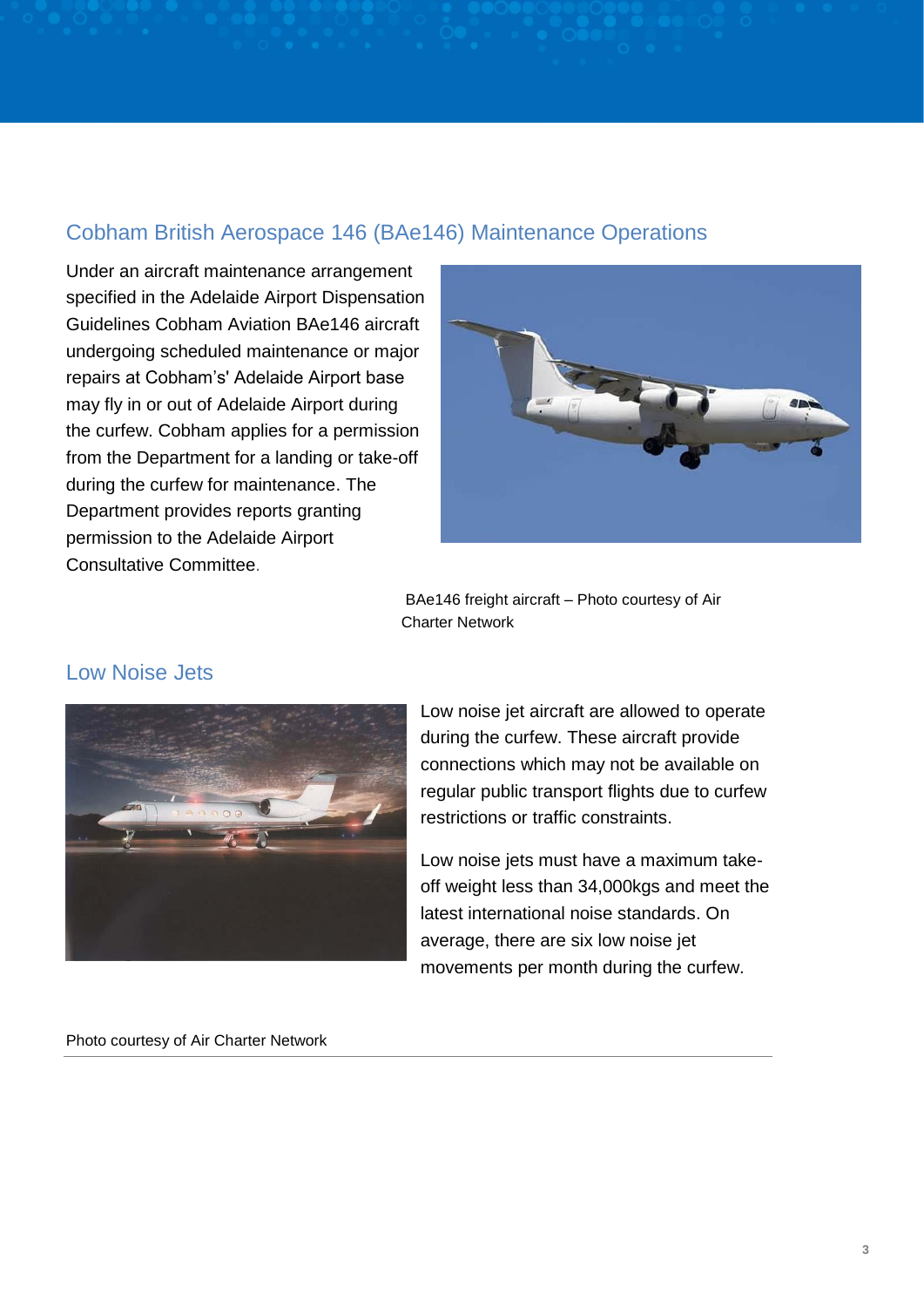## Cobham British Aerospace 146 (BAe146) Maintenance Operations

Under an aircraft maintenance arrangement specified in the Adelaide Airport Dispensation Guidelines Cobham Aviation BAe146 aircraft undergoing scheduled maintenance or major repairs at Cobham's' Adelaide Airport base may fly in or out of Adelaide Airport during the curfew. Cobham applies for a permission from the Department for a landing or take-off during the curfew for maintenance. The Department provides reports granting permission to the Adelaide Airport Consultative Committee.

BAe146 freight aircraft – Photo courtesy of Air Charter Network

## Low Noise Jets

Low noise jet aircraft are allowed to operate during the curfew. These aircraft provide connections which may not be available on regular public transport flights due to curfew restrictions or traffic constraints.

Low noise jets must have a maximum take-off weight less than 34,000kgs and meet the latest international noise standards. On average, there are six low noise jet movements per month during the curfew.

Photo courtesy of Air Charter Network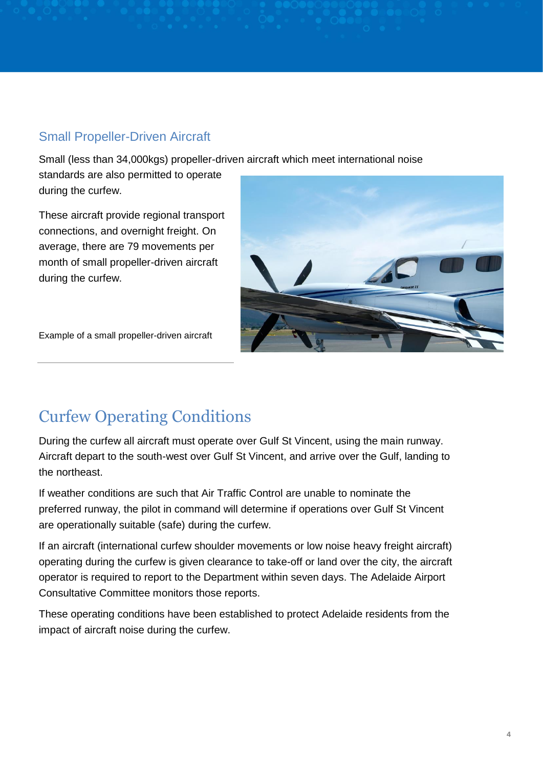## Small Propeller-Driven Aircraft

Small (less than 34,000kgs) propeller-driven aircraft which meet international noise standards are also permitted to operate during the curfew.

These aircraft provide regional transport connections, and overnight freight. On average, there are 79 movements per month of small propeller-driven aircraft during the curfew.

Example of a small propeller-driven aircraft

# Curfew Operating Conditions

During the curfew all aircraft must operate over Gulf St Vincent, using the main runway. Aircraft depart to the south-west over Gulf St Vincent, and arrive over the Gulf, landing to the northeast.

If weather conditions are such that Air Traffic Control are unable to nominate the preferred runway, the pilot in command will determine if operations over Gulf St Vincent are operationally suitable (safe) during the curfew.

If an aircraft (international curfew shoulder movements or low noise heavy freight aircraft) operating during the curfew is given clearance to take-off or land over the city, the aircraft operator is required to report to the Department within seven days. The Adelaide Airport Consultative Committee monitors those reports.

These operating conditions have been established to protect Adelaide residents from the impact of aircraft noise during the curfew.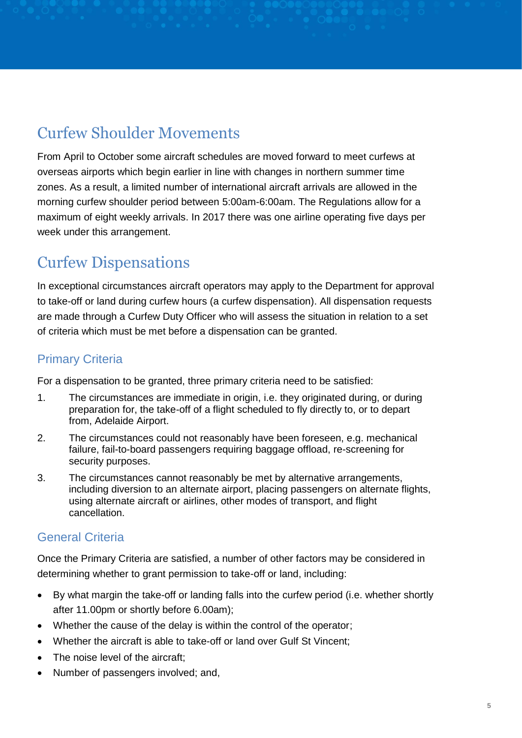## Curfew Shoulder Movements

From April to October some aircraft schedules are moved forward to meet curfews at overseas airports which begin earlier in line with changes in northern summer time zones. As a result, a limited number of international aircraft arrivals are allowed in the morning curfew shoulder period between 5:00am-6:00am. The Regulations allow for a maximum of eight weekly arrivals. In 2017 there was one airline operating five days per week under this arrangement.

## Curfew Dispensations

In exceptional circumstances aircraft operators may apply to the Department for approval to take-off or land during curfew hours (a curfew dispensation). All dispensation requests are made through a Curfew Duty Officer who will assess the situation in relation to a set of criteria which must be met before a dispensation can be granted.

### Primary Criteria

For a dispensation to be granted, three primary criteria need to be satisfied:

1. The circumstances are immediate in origin, i.e. they originated during, or during preparation for, the take-off of a flight scheduled to fly directly to, or to depart from, Adelaide Airport.
2. The circumstances could not reasonably have been foreseen, e.g. mechanical failure, fail-to-board passengers requiring baggage offload, re-screening for security purposes.
3. The circumstances cannot reasonably be met by alternative arrangements, including diversion to an alternate airport, placing passengers on alternate flights, using alternate aircraft or airlines, other modes of transport, and flight cancellation.

### General Criteria

Once the Primary Criteria are satisfied, a number of other factors may be considered in determining whether to grant permission to take-off or land, including:

- By what margin the take-off or landing falls into the curfew period (i.e. whether shortly after 11.00pm or shortly before 6.00am);
- Whether the cause of the delay is within the control of the operator;
- Whether the aircraft is able to take-off or land over Gulf St Vincent;
- The noise level of the aircraft;
- Number of passengers involved; and,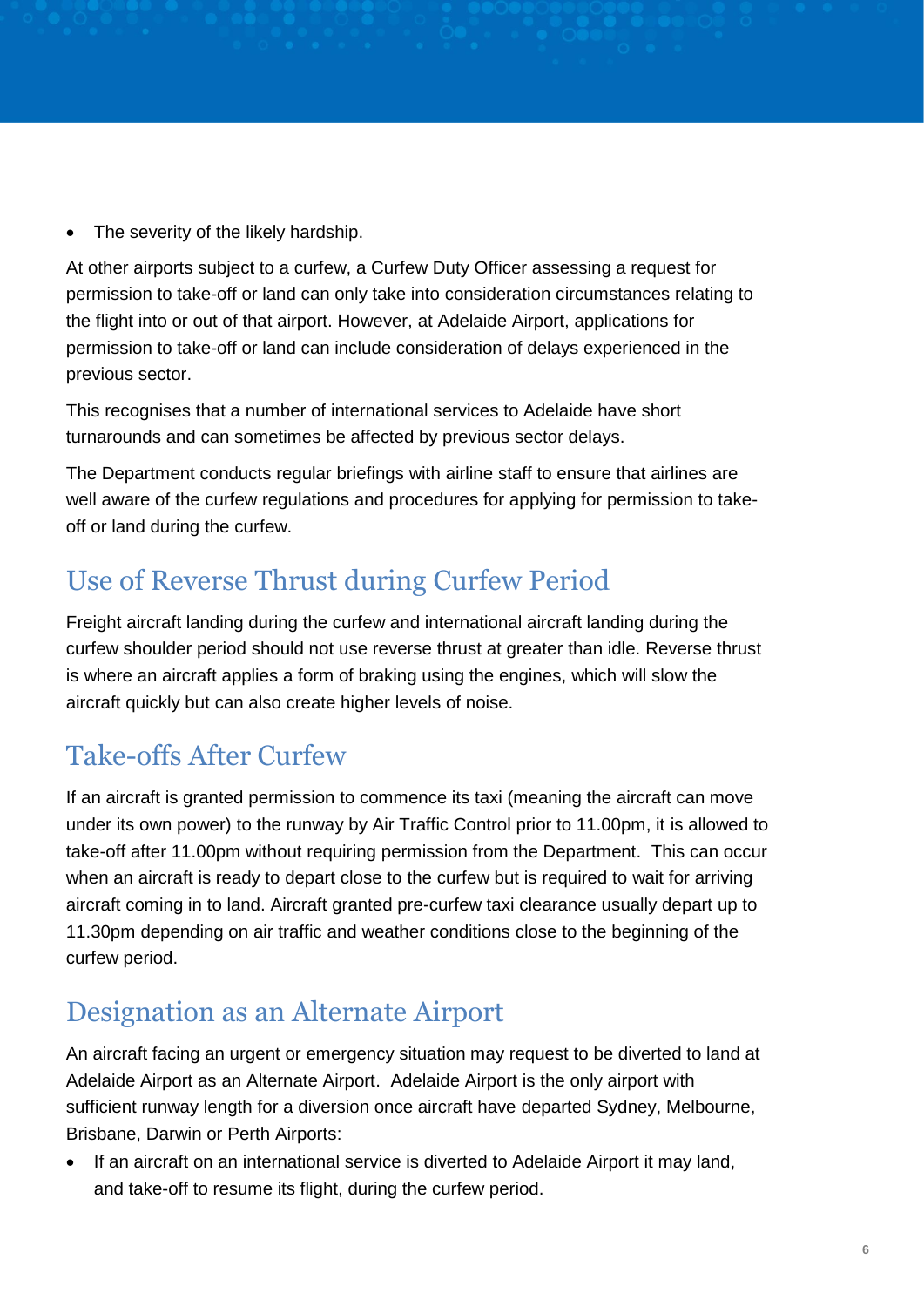- The severity of the likely hardship.

At other airports subject to a curfew, a Curfew Duty Officer assessing a request for permission to take-off or land can only take into consideration circumstances relating to the flight into or out of that airport. However, at Adelaide Airport, applications for permission to take-off or land can include consideration of delays experienced in the previous sector.

This recognises that a number of international services to Adelaide have short turnarounds and can sometimes be affected by previous sector delays.

The Department conducts regular briefings with airline staff to ensure that airlines are well aware of the curfew regulations and procedures for applying for permission to take-off or land during the curfew.

## Use of Reverse Thrust during Curfew Period

Freight aircraft landing during the curfew and international aircraft landing during the curfew shoulder period should not use reverse thrust at greater than idle. Reverse thrust is where an aircraft applies a form of braking using the engines, which will slow the aircraft quickly but can also create higher levels of noise.

## Take-offs After Curfew

If an aircraft is granted permission to commence its taxi (meaning the aircraft can move under its own power) to the runway by Air Traffic Control prior to 11.00pm, it is allowed to take-off after 11.00pm without requiring permission from the Department. This can occur when an aircraft is ready to depart close to the curfew but is required to wait for arriving aircraft coming in to land. Aircraft granted pre-curfew taxi clearance usually depart up to 11.30pm depending on air traffic and weather conditions close to the beginning of the curfew period.

## Designation as an Alternate Airport

An aircraft facing an urgent or emergency situation may request to be diverted to land at Adelaide Airport as an Alternate Airport. Adelaide Airport is the only airport with sufficient runway length for a diversion once aircraft have departed Sydney, Melbourne, Brisbane, Darwin or Perth Airports:

- If an aircraft on an international service is diverted to Adelaide Airport it may land, and take-off to resume its flight, during the curfew period.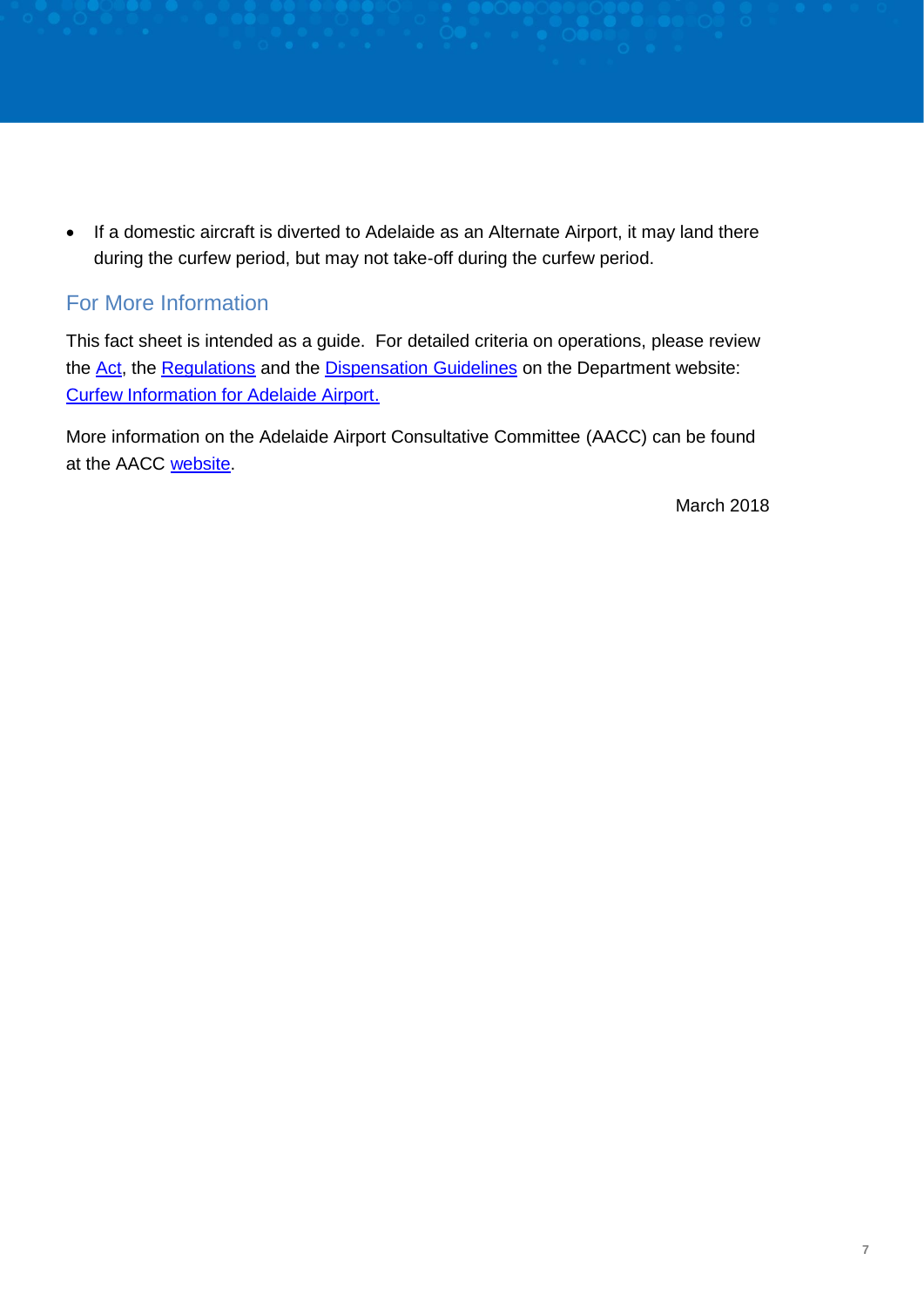- If a domestic aircraft is diverted to Adelaide as an Alternate Airport, it may land there during the curfew period, but may not take-off during the curfew period.

## For More Information

This fact sheet is intended as a guide.  For detailed criteria on operations, please review the Act, the Regulations and the Dispensation Guidelines on the Department website: Curfew Information for Adelaide Airport.

More information on the Adelaide Airport Consultative Committee (AACC) can be found at the AACC website.

March 2018